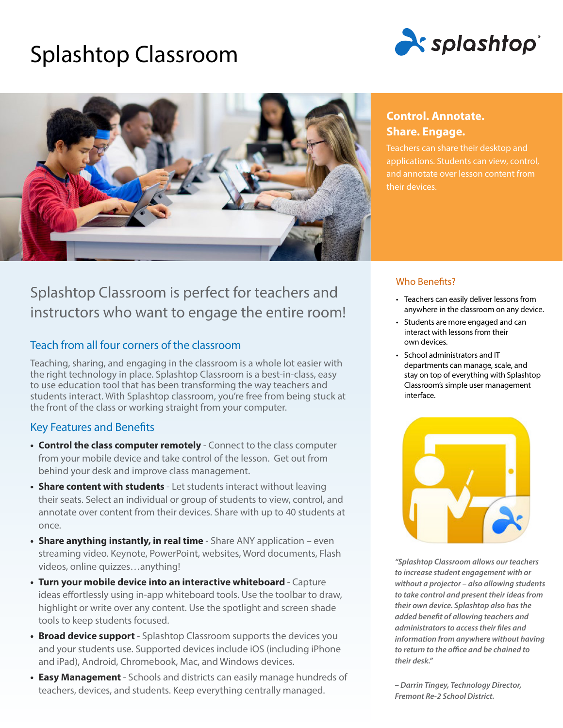# Splashtop Classroom

splashtop

## Control. Annotate. Share. Engage.

Teachers can share their desktop and applications. Students can view, control, and annotate over lesson content from their devices.

## Splashtop Classroom is perfect for teachers and instructors who want to engage the entire room!

### Teach from all four corners of the classroom

Teaching, sharing, and engaging in the classroom is a whole lot easier with the right technology in place. Splashtop Classroom is a best-in-class, easy to use education tool that has been transforming the way teachers and students interact. With Splashtop classroom, you're free from being stuck at the front of the class or working straight from your computer.

### Key Features and Benefits

- **Control the class computer remotely** - Connect to the class computer from your mobile device and take control of the lesson. Get out from behind your desk and improve class management.
- **Share content with students** - Let students interact without leaving their seats. Select an individual or group of students to view, control, and annotate over content from their devices. Share with up to 40 students at once.
- **Share anything instantly, in real time** - Share ANY application – even streaming video. Keynote, PowerPoint, websites, Word documents, Flash videos, online quizzes…anything!
- **Turn your mobile device into an interactive whiteboard** - Capture ideas effortlessly using in-app whiteboard tools. Use the toolbar to draw, highlight or write over any content. Use the spotlight and screen shade tools to keep students focused.
- **Broad device support** - Splashtop Classroom supports the devices you and your students use. Supported devices include iOS (including iPhone and iPad), Android, Chromebook, Mac, and Windows devices.
- **Easy Management** - Schools and districts can easily manage hundreds of teachers, devices, and students. Keep everything centrally managed.

### Who Benefits?

- Teachers can easily deliver lessons from anywhere in the classroom on any device.
- Students are more engaged and can interact with lessons from their own devices.
- School administrators and IT departments can manage, scale, and stay on top of everything with Splashtop Classroom's simple user management interface.

*"Splashtop Classroom allows our teachers to increase student engagement with or without a projector – also allowing students to take control and present their ideas from their own device. Splashtop also has the added benefit of allowing teachers and administrators to access their files and information from anywhere without having to return to the office and be chained to their desk."*

*– Darrin Tingey, Technology Director, Fremont Re-2 School District.*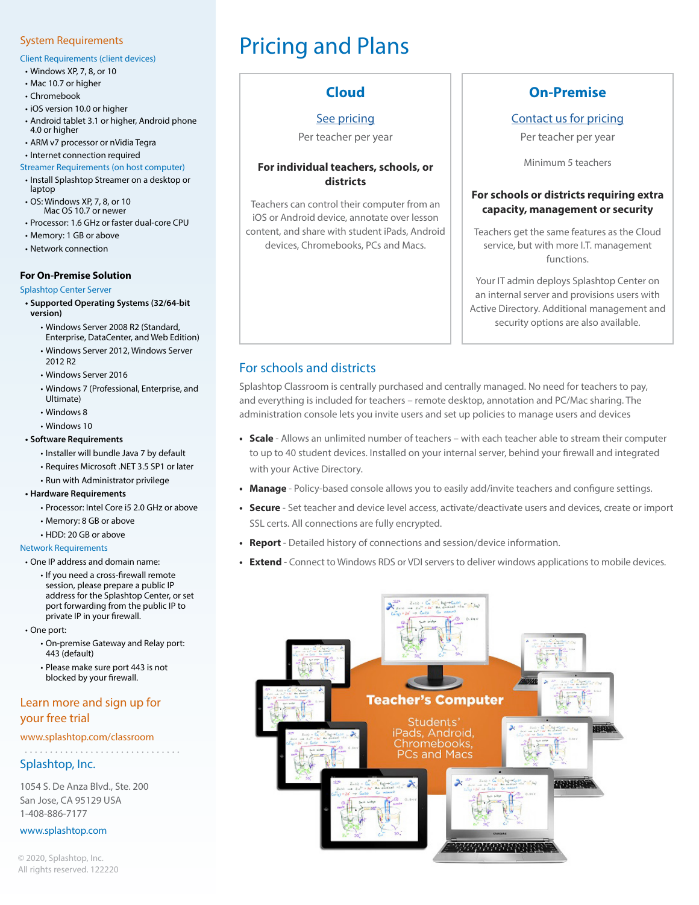# Pricing and Plans

## Cloud

See pricing

Per teacher per year

**For individual teachers, schools, or districts**

Teachers can control their computer from an iOS or Android device, annotate over lesson content, and share with student iPads, Android devices, Chromebooks, PCs and Macs.

## On-Premise

Contact us for pricing

Per teacher per year

Minimum 5 teachers

**For schools or districts requiring extra capacity, management or security**

Teachers get the same features as the Cloud service, but with more I.T. management functions.

Your IT admin deploys Splashtop Center on an internal server and provisions users with Active Directory. Additional management and security options are also available.

## For schools and districts

Splashtop Classroom is centrally purchased and centrally managed. No need for teachers to pay, and everything is included for teachers – remote desktop, annotation and PC/Mac sharing. The administration console lets you invite users and set up policies to manage users and devices

- **Scale** - Allows an unlimited number of teachers – with each teacher able to stream their computer to up to 40 student devices. Installed on your internal server, behind your firewall and integrated with your Active Directory.
- **Manage** - Policy-based console allows you to easily add/invite teachers and configure settings.
- **Secure** - Set teacher and device level access, activate/deactivate users and devices, create or import SSL certs. All connections are fully encrypted.
- **Report** - Detailed history of connections and session/device information.
- **Extend** - Connect to Windows RDS or VDI servers to deliver windows applications to mobile devices.

Teacher's Computer

Students' iPads, Android, Chromebooks, PCs and Macs

## System Requirements

### Client Requirements (client devices)

- Windows XP, 7, 8, or 10
- Mac 10.7 or higher
- Chromebook
- iOS version 10.0 or higher
- Android tablet 3.1 or higher, Android phone 4.0 or higher
- ARM v7 processor or nVidia Tegra
- Internet connection required

### Streamer Requirements (on host computer)

- Install Splashtop Streamer on a desktop or laptop
- OS: Windows XP, 7, 8, or 10
  Mac OS 10.7 or newer
- Processor: 1.6 GHz or faster dual-core CPU
- Memory: 1 GB or above
- Network connection

### For On-Premise Solution

#### Splashtop Center Server

- **Supported Operating Systems (32/64-bit version)**
  - Windows Server 2008 R2 (Standard, Enterprise, DataCenter, and Web Edition)
  - Windows Server 2012, Windows Server 2012 R2
  - Windows Server 2016
  - Windows 7 (Professional, Enterprise, and Ultimate)
  - Windows 8
  - Windows 10
- **Software Requirements**
  - Installer will bundle Java 7 by default
  - Requires Microsoft .NET 3.5 SP1 or later
  - Run with Administrator privilege
- **Hardware Requirements**
  - Processor: Intel Core i5 2.0 GHz or above
  - Memory: 8 GB or above
  - HDD: 20 GB or above

#### Network Requirements

- One IP address and domain name:
  - If you need a cross-firewall remote session, please prepare a public IP address for the Splashtop Center, or set port forwarding from the public IP to private IP in your firewall.
- One port:
  - On-premise Gateway and Relay port: 443 (default)
  - Please make sure port 443 is not blocked by your firewall.

## Learn more and sign up for your free trial

www.splashtop.com/classroom

## Splashtop, Inc.

1054 S. De Anza Blvd., Ste. 200
San Jose, CA 95129 USA
1-408-886-7177

www.splashtop.com

© 2020, Splashtop, Inc.
All rights reserved. 122220